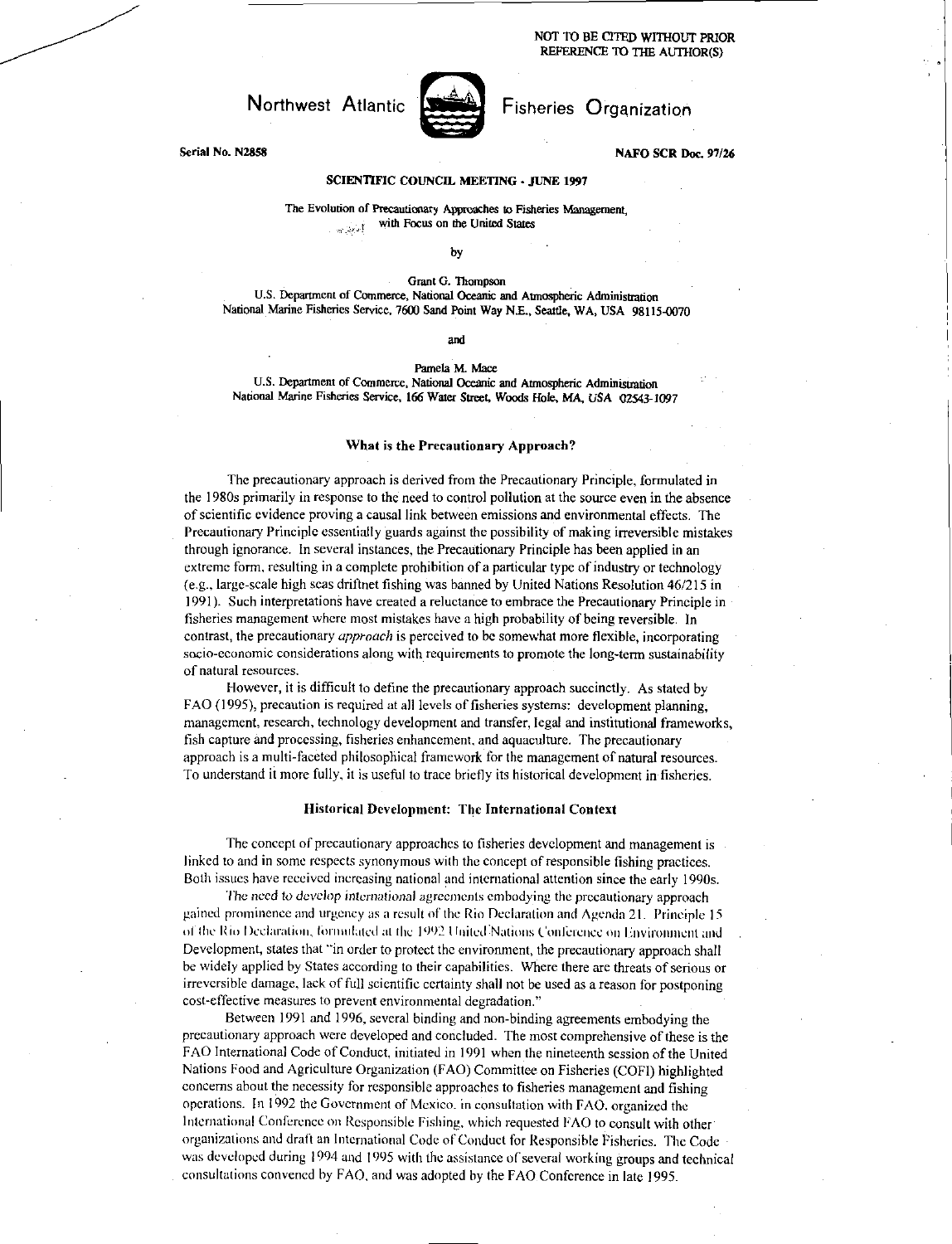NOT TO BE CITED WITHOUT PRIOR REFERENCE TO THE AUTHOR(S)

Northwest Atlantic Fisheries Organization

Serial No. N2858 NAFO SCR Doc. 97/26

**SCIENTIFIC COUNCIL MEETING - JUNE 1997**

# The Evolution of Precautionary Approaches to Fisheries Management, with Focus on the United States

by

Grant G. Thompson
U.S. Department of Commerce, National Oceanic and Atmospheric Administration
National Marine Fisheries Service, 7600 Sand Point Way N.E., Seattle, WA, USA 98115-0070

and

Pamela M. Mace
U.S. Department of Commerce, National Oceanic and Atmospheric Administration
National Marine Fisheries Service, 166 Water Street, Woods Hole, MA, USA 02543-1097

## What is the Precautionary Approach?

The precautionary approach is derived from the Precautionary Principle, formulated in the 1980s primarily in response to the need to control pollution at the source even in the absence of scientific evidence proving a causal link between emissions and environmental effects. The Precautionary Principle essentially guards against the possibility of making irreversible mistakes through ignorance. In several instances, the Precautionary Principle has been applied in an extreme form, resulting in a complete prohibition of a particular type of industry or technology (e.g., large-scale high seas driftnet fishing was banned by United Nations Resolution 46/215 in 1991). Such interpretations have created a reluctance to embrace the Precautionary Principle in fisheries management where most mistakes have a high probability of being reversible. In contrast, the precautionary *approach* is perceived to be somewhat more flexible, incorporating socio-economic considerations along with requirements to promote the long-term sustainability of natural resources.

However, it is difficult to define the precautionary approach succinctly. As stated by FAO (1995), precaution is required at all levels of fisheries systems: development planning, management, research, technology development and transfer, legal and institutional frameworks, fish capture and processing, fisheries enhancement, and aquaculture. The precautionary approach is a multi-faceted philosophical framework for the management of natural resources. To understand it more fully, it is useful to trace briefly its historical development in fisheries.

## Historical Development: The International Context

The concept of precautionary approaches to fisheries development and management is linked to and in some respects synonymous with the concept of responsible fishing practices. Both issues have received increasing national and international attention since the early 1990s.

The need to develop international agreements embodying the precautionary approach gained prominence and urgency as a result of the Rio Declaration and Agenda 21. Principle 15 of the Rio Declaration, formulated at the 1992 United Nations Conference on Environment and Development, states that "in order to protect the environment, the precautionary approach shall be widely applied by States according to their capabilities. Where there are threats of serious or irreversible damage, lack of full scientific certainty shall not be used as a reason for postponing cost-effective measures to prevent environmental degradation."

Between 1991 and 1996, several binding and non-binding agreements embodying the precautionary approach were developed and concluded. The most comprehensive of these is the FAO International Code of Conduct, initiated in 1991 when the nineteenth session of the United Nations Food and Agriculture Organization (FAO) Committee on Fisheries (COFI) highlighted concerns about the necessity for responsible approaches to fisheries management and fishing operations. In 1992 the Government of Mexico, in consultation with FAO, organized the International Conference on Responsible Fishing, which requested FAO to consult with other organizations and draft an International Code of Conduct for Responsible Fisheries. The Code was developed during 1994 and 1995 with the assistance of several working groups and technical consultations convened by FAO, and was adopted by the FAO Conference in late 1995.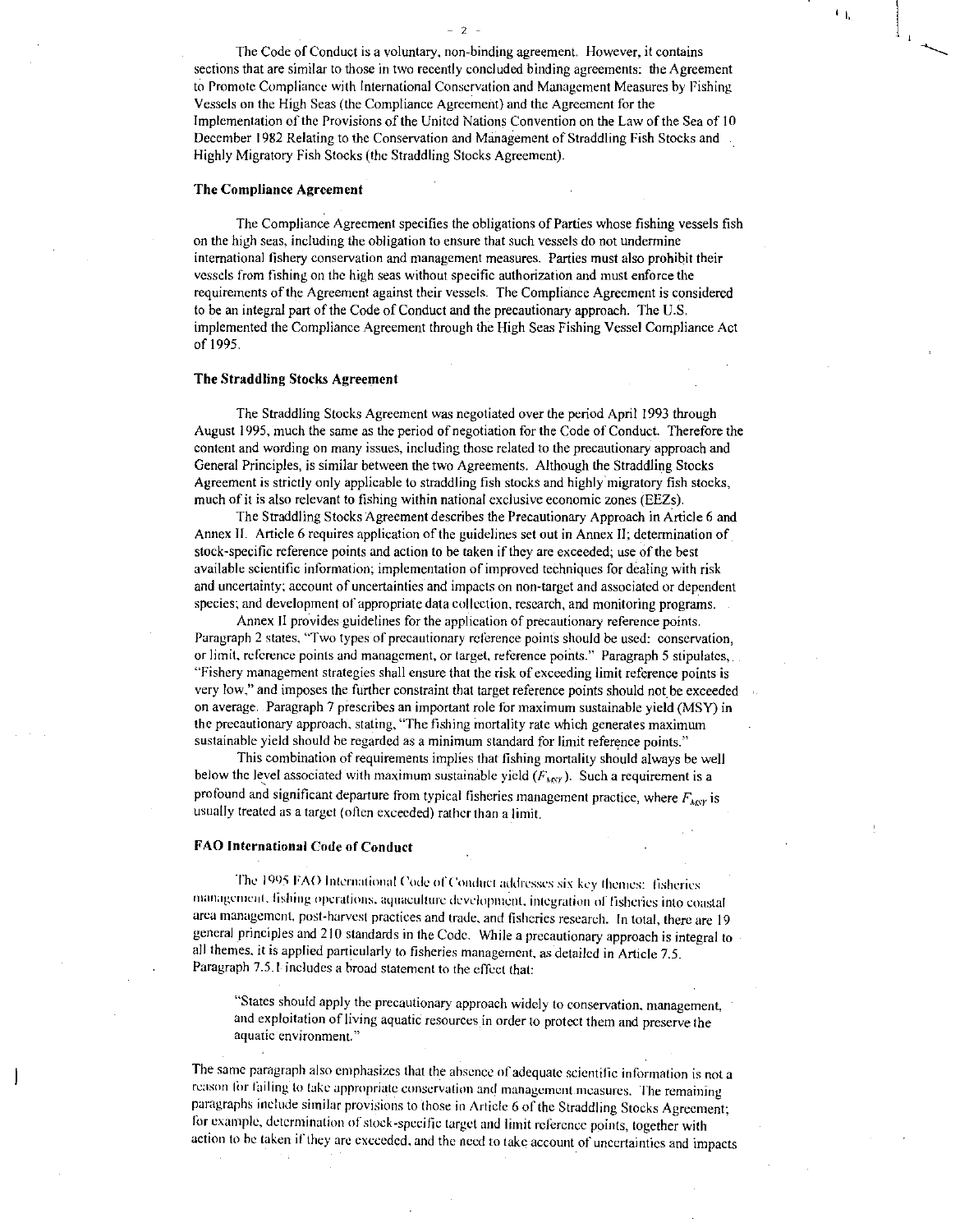The Code of Conduct is a voluntary, non-binding agreement. However, it contains sections that are similar to those in two recently concluded binding agreements: the Agreement to Promote Compliance with International Conservation and Management Measures by Fishing Vessels on the High Seas (the Compliance Agreement) and the Agreement for the Implementation of the Provisions of the United Nations Convention on the Law of the Sea of 10 December 1982 Relating to the Conservation and Management of Straddling Fish Stocks and Highly Migratory Fish Stocks (the Straddling Stocks Agreement).

### The Compliance Agreement

The Compliance Agreement specifies the obligations of Parties whose fishing vessels fish on the high seas, including the obligation to ensure that such vessels do not undermine international fishery conservation and management measures. Parties must also prohibit their vessels from fishing on the high seas without specific authorization and must enforce the requirements of the Agreement against their vessels. The Compliance Agreement is considered to be an integral part of the Code of Conduct and the precautionary approach. The U.S. implemented the Compliance Agreement through the High Seas Fishing Vessel Compliance Act of 1995.

### The Straddling Stocks Agreement

The Straddling Stocks Agreement was negotiated over the period April 1993 through August 1995, much the same as the period of negotiation for the Code of Conduct. Therefore the content and wording on many issues, including those related to the precautionary approach and General Principles, is similar between the two Agreements. Although the Straddling Stocks Agreement is strictly only applicable to straddling fish stocks and highly migratory fish stocks, much of it is also relevant to fishing within national exclusive economic zones (EEZs).

The Straddling Stocks Agreement describes the Precautionary Approach in Article 6 and Annex II. Article 6 requires application of the guidelines set out in Annex II; determination of stock-specific reference points and action to be taken if they are exceeded; use of the best available scientific information; implementation of improved techniques for dealing with risk and uncertainty; account of uncertainties and impacts on non-target and associated or dependent species; and development of appropriate data collection, research, and monitoring programs.

Annex II provides guidelines for the application of precautionary reference points. Paragraph 2 states, "Two types of precautionary reference points should be used: conservation, or limit, reference points and management, or target, reference points." Paragraph 5 stipulates, "Fishery management strategies shall ensure that the risk of exceeding limit reference points is very low," and imposes the further constraint that target reference points should not be exceeded on average. Paragraph 7 prescribes an important role for maximum sustainable yield (MSY) in the precautionary approach, stating, "The fishing mortality rate which generates maximum sustainable yield should be regarded as a minimum standard for limit reference points."

This combination of requirements implies that fishing mortality should always be well below the level associated with maximum sustainable yield ($F_{MSY}$). Such a requirement is a profound and significant departure from typical fisheries management practice, where $F_{MSY}$ is usually treated as a target (often exceeded) rather than a limit.

### FAO International Code of Conduct

The 1995 FAO International Code of Conduct addresses six key themes: fisheries management, fishing operations, aquaculture development, integration of fisheries into coastal area management, post-harvest practices and trade, and fisheries research. In total, there are 19 general principles and 210 standards in the Code. While a precautionary approach is integral to all themes, it is applied particularly to fisheries management, as detailed in Article 7.5. Paragraph 7.5.1 includes a broad statement to the effect that:

> "States should apply the precautionary approach widely to conservation, management, and exploitation of living aquatic resources in order to protect them and preserve the aquatic environment."

The same paragraph also emphasizes that the absence of adequate scientific information is not a reason for failing to take appropriate conservation and management measures. The remaining paragraphs include similar provisions to those in Article 6 of the Straddling Stocks Agreement; for example, determination of stock-specific target and limit reference points, together with action to be taken if they are exceeded, and the need to take account of uncertainties and impacts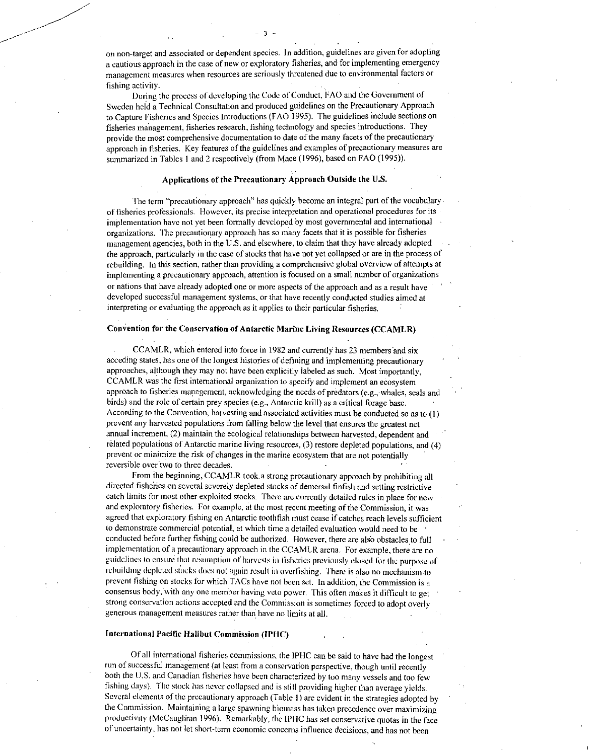on non-target and associated or dependent species. In addition, guidelines are given for adopting a cautious approach in the case of new or exploratory fisheries, and for implementing emergency management measures when resources are seriously threatened due to environmental factors or fishing activity.

During the process of developing the Code of Conduct, FAO and the Government of Sweden held a Technical Consultation and produced guidelines on the Precautionary Approach to Capture Fisheries and Species Introductions (FAO 1995). The guidelines include sections on fisheries management, fisheries research, fishing technology and species introductions. They provide the most comprehensive documentation to date of the many facets of the precautionary approach in fisheries. Key features of the guidelines and examples of precautionary measures are summarized in Tables 1 and 2 respectively (from Mace (1996), based on FAO (1995)).

## Applications of the Precautionary Approach Outside the U.S.

The term "precautionary approach" has quickly become an integral part of the vocabulary of fisheries professionals. However, its precise interpretation and operational procedures for its implementation have not yet been formally developed by most governmental and international organizations. The precautionary approach has so many facets that it is possible for fisheries management agencies, both in the U.S. and elsewhere, to claim that they have already adopted the approach, particularly in the case of stocks that have not yet collapsed or are in the process of rebuilding. In this section, rather than providing a comprehensive global overview of attempts at implementing a precautionary approach, attention is focused on a small number of organizations or nations that have already adopted one or more aspects of the approach and as a result have developed successful management systems, or that have recently conducted studies aimed at interpreting or evaluating the approach as it applies to their particular fisheries.

### Convention for the Conservation of Antarctic Marine Living Resources (CCAMLR)

CCAMLR, which entered into force in 1982 and currently has 23 members and six acceding states, has one of the longest histories of defining and implementing precautionary approaches, although they may not have been explicitly labeled as such. Most importantly, CCAMLR was the first international organization to specify and implement an ecosystem approach to fisheries management, acknowledging the needs of predators (e.g., whales, seals and birds) and the role of certain prey species (e.g., Antarctic krill) as a critical forage base. According to the Convention, harvesting and associated activities must be conducted so as to (1) prevent any harvested populations from falling below the level that ensures the greatest net annual increment, (2) maintain the ecological relationships between harvested, dependent and related populations of Antarctic marine living resources, (3) restore depleted populations, and (4) prevent or minimize the risk of changes in the marine ecosystem that are not potentially reversible over two to three decades.

From the beginning, CCAMLR took a strong precautionary approach by prohibiting all directed fisheries on several severely depleted stocks of demersal finfish and setting restrictive catch limits for most other exploited stocks. There are currently detailed rules in place for new and exploratory fisheries. For example, at the most recent meeting of the Commission, it was agreed that exploratory fishing on Antarctic toothfish must cease if catches reach levels sufficient to demonstrate commercial potential, at which time a detailed evaluation would need to be conducted before further fishing could be authorized. However, there are also obstacles to full implementation of a precautionary approach in the CCAMLR arena. For example, there are no guidelines to ensure that resumption of harvests in fisheries previously closed for the purpose of rebuilding depleted stocks does not again result in overfishing. There is also no mechanism to prevent fishing on stocks for which TACs have not been set. In addition, the Commission is a consensus body, with any one member having veto power. This often makes it difficult to get strong conservation actions accepted and the Commission is sometimes forced to adopt overly generous management measures rather than have no limits at all.

### International Pacific Halibut Commission (IPHC)

Of all international fisheries commissions, the IPHC can be said to have had the longest run of successful management (at least from a conservation perspective, though until recently both the U.S. and Canadian fisheries have been characterized by too many vessels and too few fishing days). The stock has never collapsed and is still providing higher than average yields. Several elements of the precautionary approach (Table 1) are evident in the strategies adopted by the Commission. Maintaining a large spawning biomass has taken precedence over maximizing productivity (McCaughran 1996). Remarkably, the IPHC has set conservative quotas in the face of uncertainty, has not let short-term economic concerns influence decisions, and has not been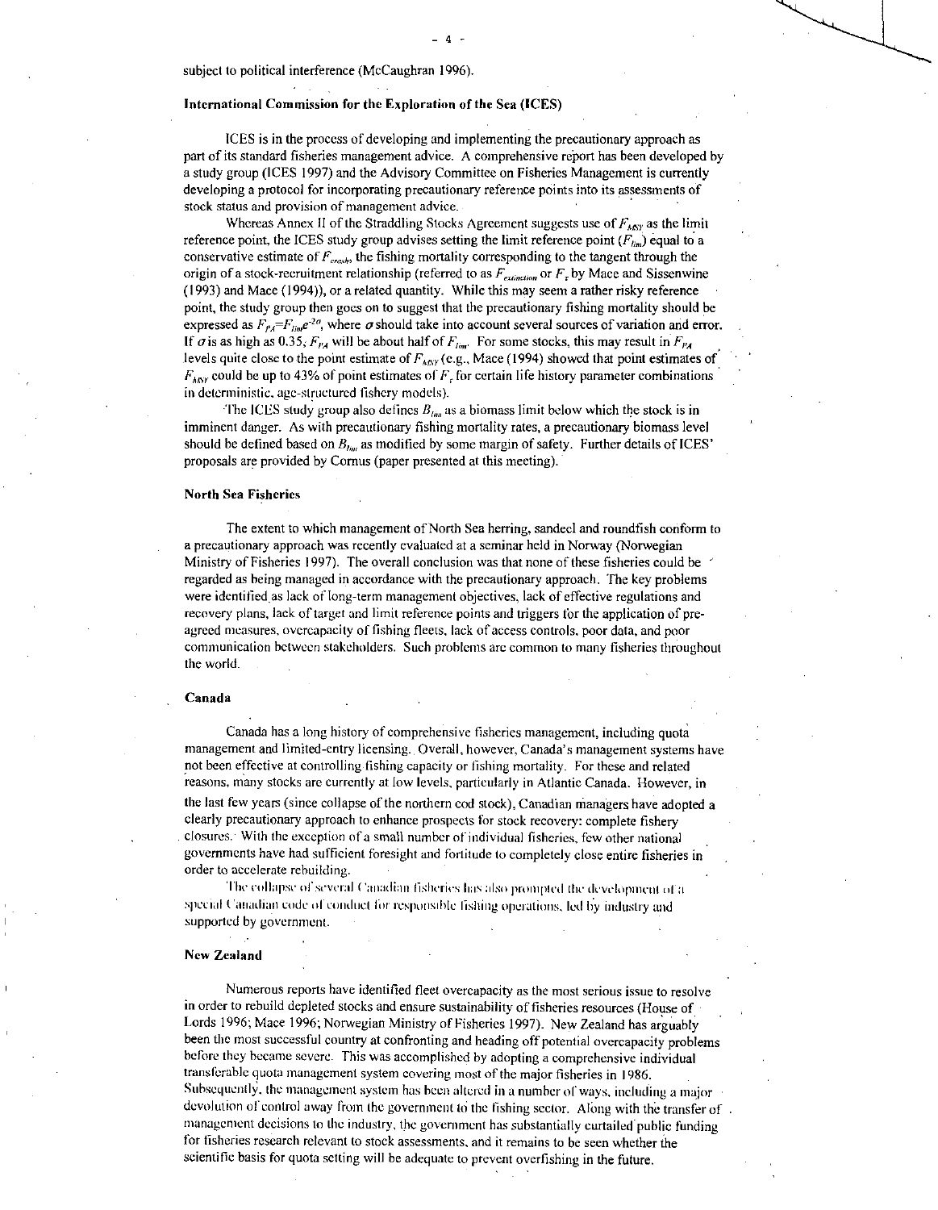subject to political interference (McCaughran 1996).

### International Commission for the Exploration of the Sea (ICES)

ICES is in the process of developing and implementing the precautionary approach as part of its standard fisheries management advice. A comprehensive report has been developed by a study group (ICES 1997) and the Advisory Committee on Fisheries Management is currently developing a protocol for incorporating precautionary reference points into its assessments of stock status and provision of management advice.

Whereas Annex II of the Straddling Stocks Agreement suggests use of $F_{MSY}$ as the limit reference point, the ICES study group advises setting the limit reference point ($F_{lim}$) equal to a conservative estimate of $F_{crash}$, the fishing mortality corresponding to the tangent through the origin of a stock-recruitment relationship (referred to as $F_{extinction}$ or $F_{\tau}$ by Mace and Sissenwine (1993) and Mace (1994)), or a related quantity. While this may seem a rather risky reference point, the study group then goes on to suggest that the precautionary fishing mortality should be expressed as $F_{PA}=F_{lim}e^{-2\sigma}$, where $\sigma$ should take into account several sources of variation and error. If $\sigma$ is as high as 0.35, $F_{PA}$ will be about half of $F_{lim}$. For some stocks, this may result in $F_{PA}$ levels quite close to the point estimate of $F_{MSY}$ (e.g., Mace (1994) showed that point estimates of $F_{MSY}$ could be up to 43% of point estimates of $F_{\tau}$ for certain life history parameter combinations in deterministic, age-structured fishery models).

The ICES study group also defines $B_{lim}$ as a biomass limit below which the stock is in imminent danger. As with precautionary fishing mortality rates, a precautionary biomass level should be defined based on $B_{lim}$ as modified by some margin of safety. Further details of ICES' proposals are provided by Cornus (paper presented at this meeting).

### North Sea Fisheries

The extent to which management of North Sea herring, sandeel and roundfish conform to a precautionary approach was recently evaluated at a seminar held in Norway (Norwegian Ministry of Fisheries 1997). The overall conclusion was that none of these fisheries could be regarded as being managed in accordance with the precautionary approach. The key problems were identified as lack of long-term management objectives, lack of effective regulations and recovery plans, lack of target and limit reference points and triggers for the application of pre-agreed measures, overcapacity of fishing fleets, lack of access controls, poor data, and poor communication between stakeholders. Such problems are common to many fisheries throughout the world.

### Canada

Canada has a long history of comprehensive fisheries management, including quota management and limited-entry licensing. Overall, however, Canada's management systems have not been effective at controlling fishing capacity or fishing mortality. For these and related reasons, many stocks are currently at low levels, particularly in Atlantic Canada. However, in the last few years (since collapse of the northern cod stock), Canadian managers have adopted a clearly precautionary approach to enhance prospects for stock recovery: complete fishery closures. With the exception of a small number of individual fisheries, few other national governments have had sufficient foresight and fortitude to completely close entire fisheries in order to accelerate rebuilding.

The collapse of several Canadian fisheries has also prompted the development of a special Canadian code of conduct for responsible fishing operations, led by industry and supported by government.

### New Zealand

Numerous reports have identified fleet overcapacity as the most serious issue to resolve in order to rebuild depleted stocks and ensure sustainability of fisheries resources (House of Lords 1996; Mace 1996; Norwegian Ministry of Fisheries 1997). New Zealand has arguably been the most successful country at confronting and heading off potential overcapacity problems before they became severe. This was accomplished by adopting a comprehensive individual transferable quota management system covering most of the major fisheries in 1986. Subsequently, the management system has been altered in a number of ways, including a major devolution of control away from the government to the fishing sector. Along with the transfer of management decisions to the industry, the government has substantially curtailed public funding for fisheries research relevant to stock assessments, and it remains to be seen whether the scientific basis for quota setting will be adequate to prevent overfishing in the future.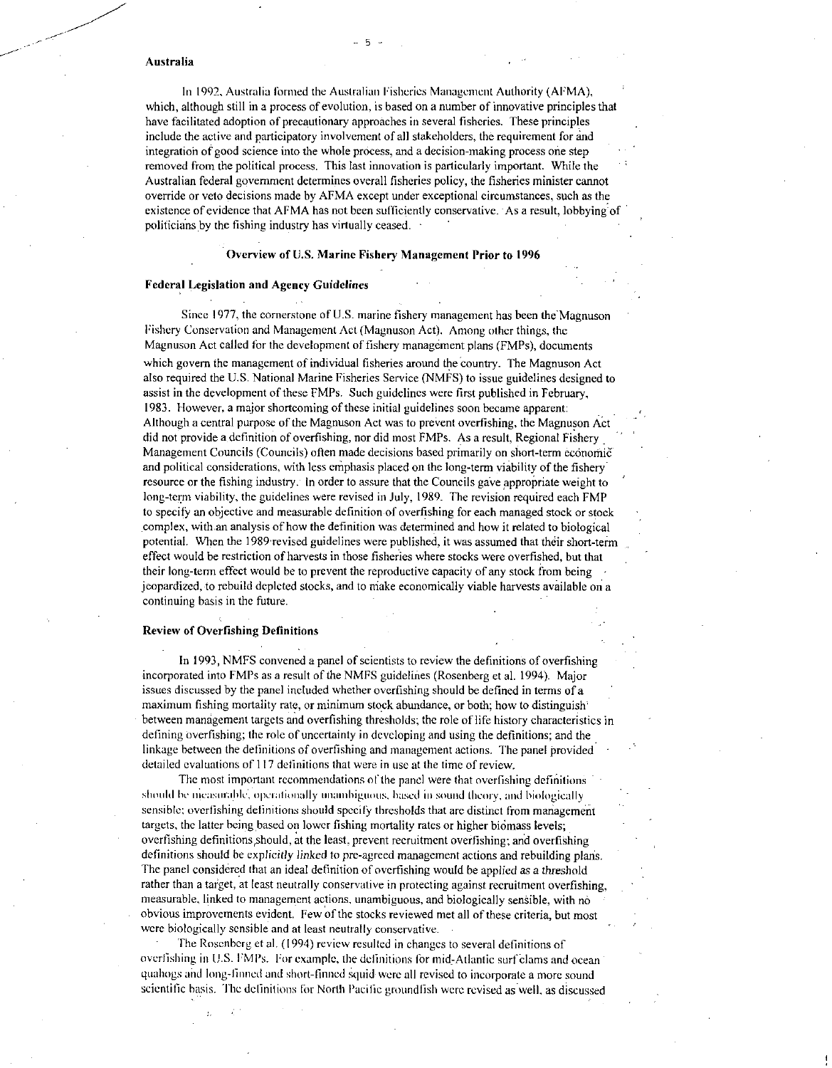### Australia

In 1992, Australia formed the Australian Fisheries Management Authority (AFMA), which, although still in a process of evolution, is based on a number of innovative principles that have facilitated adoption of precautionary approaches in several fisheries. These principles include the active and participatory involvement of all stakeholders, the requirement for and integration of good science into the whole process, and a decision-making process one step removed from the political process. This last innovation is particularly important. While the Australian federal government determines overall fisheries policy, the fisheries minister cannot override or veto decisions made by AFMA except under exceptional circumstances, such as the existence of evidence that AFMA has not been sufficiently conservative. As a result, lobbying of politicians by the fishing industry has virtually ceased.

## Overview of U.S. Marine Fishery Management Prior to 1996

### Federal Legislation and Agency Guidelines

Since 1977, the cornerstone of U.S. marine fishery management has been the Magnuson Fishery Conservation and Management Act (Magnuson Act). Among other things, the Magnuson Act called for the development of fishery management plans (FMPs), documents which govern the management of individual fisheries around the country. The Magnuson Act also required the U.S. National Marine Fisheries Service (NMFS) to issue guidelines designed to assist in the development of these FMPs. Such guidelines were first published in February, 1983. However, a major shortcoming of these initial guidelines soon became apparent: Although a central purpose of the Magnuson Act was to prevent overfishing, the Magnuson Act did not provide a definition of overfishing, nor did most FMPs. As a result, Regional Fishery Management Councils (Councils) often made decisions based primarily on short-term economic and political considerations, with less emphasis placed on the long-term viability of the fishery resource or the fishing industry. In order to assure that the Councils gave appropriate weight to long-term viability, the guidelines were revised in July, 1989. The revision required each FMP to specify an objective and measurable definition of overfishing for each managed stock or stock complex, with an analysis of how the definition was determined and how it related to biological potential. When the 1989 revised guidelines were published, it was assumed that their short-term effect would be restriction of harvests in those fisheries where stocks were overfished, but that their long-term effect would be to prevent the reproductive capacity of any stock from being jeopardized, to rebuild depleted stocks, and to make economically viable harvests available on a continuing basis in the future.

### Review of Overfishing Definitions

In 1993, NMFS convened a panel of scientists to review the definitions of overfishing incorporated into FMPs as a result of the NMFS guidelines (Rosenberg et al. 1994). Major issues discussed by the panel included whether overfishing should be defined in terms of a maximum fishing mortality rate, or minimum stock abundance, or both; how to distinguish between management targets and overfishing thresholds; the role of life history characteristics in defining overfishing; the role of uncertainty in developing and using the definitions; and the linkage between the definitions of overfishing and management actions. The panel provided detailed evaluations of 117 definitions that were in use at the time of review.

The most important recommendations of the panel were that overfishing definitions should be measurable, operationally unambiguous, based in sound theory, and biologically sensible; overfishing definitions should specify thresholds that are distinct from management targets, the latter being based on lower fishing mortality rates or higher biomass levels; overfishing definitions should, at the least, prevent recruitment overfishing; and overfishing definitions should be explicitly linked to pre-agreed management actions and rebuilding plans. The panel considered that an ideal definition of overfishing would be applied as a threshold rather than a target, at least neutrally conservative in protecting against recruitment overfishing, measurable, linked to management actions, unambiguous, and biologically sensible, with no obvious improvements evident. Few of the stocks reviewed met all of these criteria, but most were biologically sensible and at least neutrally conservative.

The Rosenberg et al. (1994) review resulted in changes to several definitions of overfishing in U.S. FMPs. For example, the definitions for mid-Atlantic surf clams and ocean quahogs and long-finned and short-finned squid were all revised to incorporate a more sound scientific basis. The definitions for North Pacific groundfish were revised as well, as discussed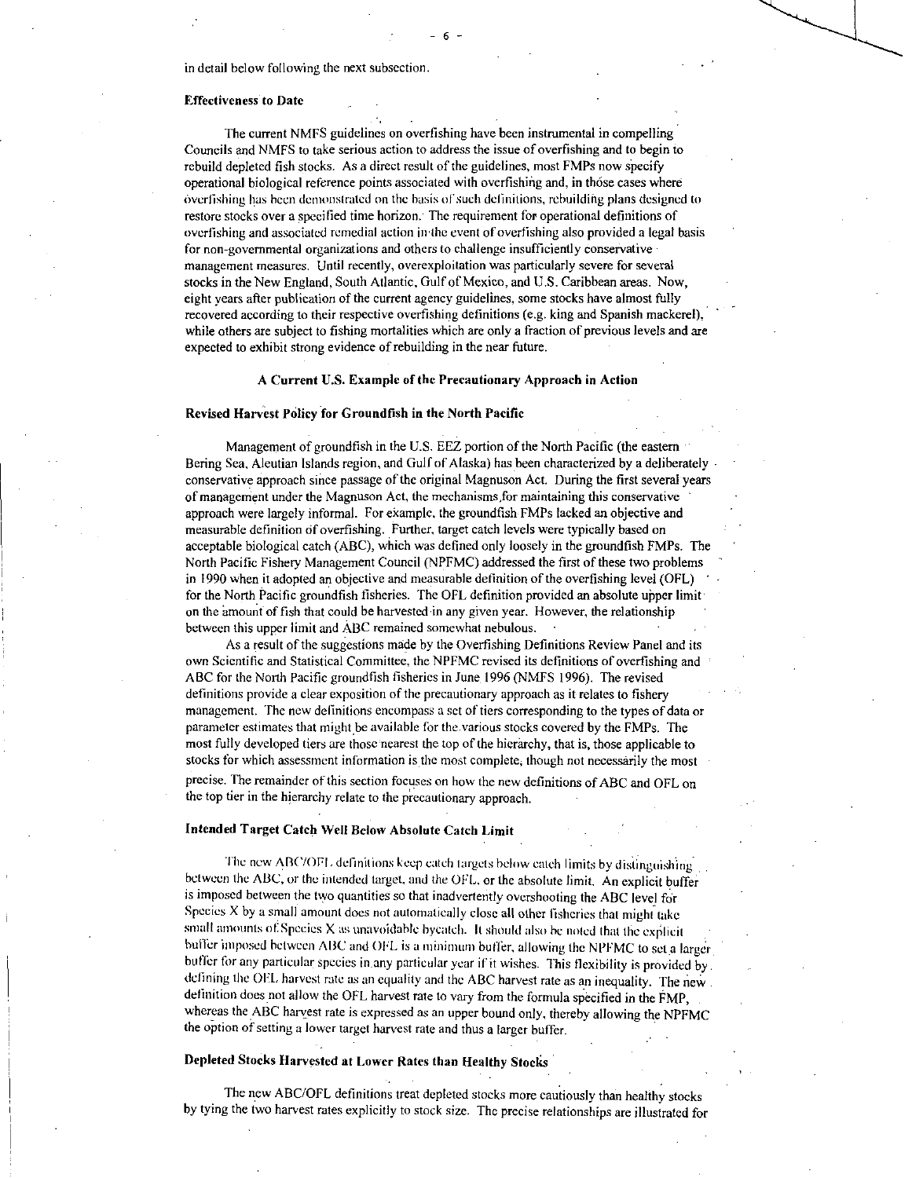in detail below following the next subsection.

**Effectiveness to Date**

The current NMFS guidelines on overfishing have been instrumental in compelling Councils and NMFS to take serious action to address the issue of overfishing and to begin to rebuild depleted fish stocks. As a direct result of the guidelines, most FMPs now specify operational biological reference points associated with overfishing and, in those cases where overfishing has been demonstrated on the basis of such definitions, rebuilding plans designed to restore stocks over a specified time horizon. The requirement for operational definitions of overfishing and associated remedial action in the event of overfishing also provided a legal basis for non-governmental organizations and others to challenge insufficiently conservative management measures. Until recently, overexploitation was particularly severe for several stocks in the New England, South Atlantic, Gulf of Mexico, and U.S. Caribbean areas. Now, eight years after publication of the current agency guidelines, some stocks have almost fully recovered according to their respective overfishing definitions (e.g. king and Spanish mackerel), while others are subject to fishing mortalities which are only a fraction of previous levels and are expected to exhibit strong evidence of rebuilding in the near future.

## A Current U.S. Example of the Precautionary Approach in Action

**Revised Harvest Policy for Groundfish in the North Pacific**

Management of groundfish in the U.S. EEZ portion of the North Pacific (the eastern Bering Sea, Aleutian Islands region, and Gulf of Alaska) has been characterized by a deliberately conservative approach since passage of the original Magnuson Act. During the first several years of management under the Magnuson Act, the mechanisms for maintaining this conservative approach were largely informal. For example, the groundfish FMPs lacked an objective and measurable definition of overfishing. Further, target catch levels were typically based on acceptable biological catch (ABC), which was defined only loosely in the groundfish FMPs. The North Pacific Fishery Management Council (NPFMC) addressed the first of these two problems in 1990 when it adopted an objective and measurable definition of the overfishing level (OFL) for the North Pacific groundfish fisheries. The OFL definition provided an absolute upper limit on the amount of fish that could be harvested in any given year. However, the relationship between this upper limit and ABC remained somewhat nebulous.

As a result of the suggestions made by the Overfishing Definitions Review Panel and its own Scientific and Statistical Committee, the NPFMC revised its definitions of overfishing and ABC for the North Pacific groundfish fisheries in June 1996 (NMFS 1996). The revised definitions provide a clear exposition of the precautionary approach as it relates to fishery management. The new definitions encompass a set of tiers corresponding to the types of data or parameter estimates that might be available for the various stocks covered by the FMPs. The most fully developed tiers are those nearest the top of the hierarchy, that is, those applicable to stocks for which assessment information is the most complete, though not necessarily the most precise. The remainder of this section focuses on how the new definitions of ABC and OFL on the top tier in the hierarchy relate to the precautionary approach.

**Intended Target Catch Well Below Absolute Catch Limit**

The new ABC/OFL definitions keep catch targets below catch limits by distinguishing between the ABC, or the intended target, and the OFL, or the absolute limit. An explicit buffer is imposed between the two quantities so that inadvertently overshooting the ABC level for Species X by a small amount does not automatically close all other fisheries that might take small amounts of Species X as unavoidable bycatch. It should also be noted that the explicit buffer imposed between ABC and OFL is a minimum buffer, allowing the NPFMC to set a larger buffer for any particular species in any particular year if it wishes. This flexibility is provided by defining the OFL harvest rate as an equality and the ABC harvest rate as an inequality. The new definition does not allow the OFL harvest rate to vary from the formula specified in the FMP, whereas the ABC harvest rate is expressed as an upper bound only, thereby allowing the NPFMC the option of setting a lower target harvest rate and thus a larger buffer.

**Depleted Stocks Harvested at Lower Rates than Healthy Stocks**

The new ABC/OFL definitions treat depleted stocks more cautiously than healthy stocks by tying the two harvest rates explicitly to stock size. The precise relationships are illustrated for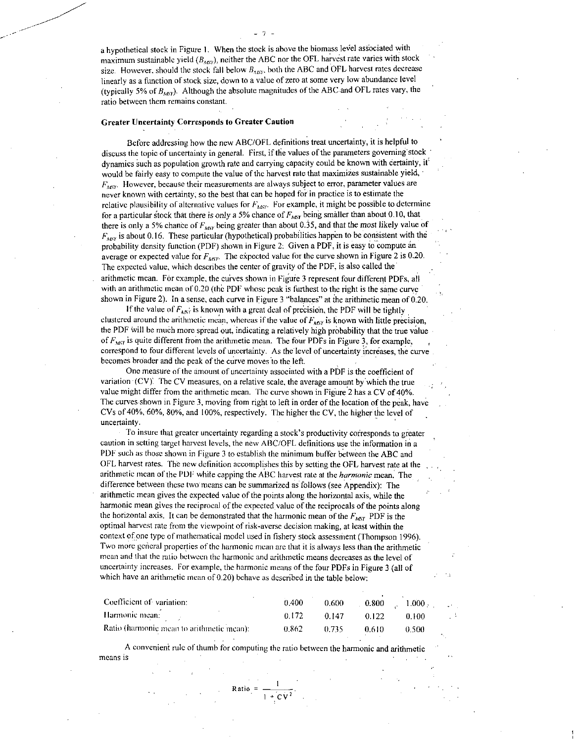a hypothetical stock in Figure 1. When the stock is above the biomass level associated with maximum sustainable yield ($B_{MSY}$), neither the ABC nor the OFL harvest rate varies with stock size. However, should the stock fall below $B_{MSY}$, both the ABC and OFL harvest rates decrease linearly as a function of stock size, down to a value of zero at some very low abundance level (typically 5% of $B_{MSY}$). Although the absolute magnitudes of the ABC and OFL rates vary, the ratio between them remains constant.

### Greater Uncertainty Corresponds to Greater Caution

Before addressing how the new ABC/OFL definitions treat uncertainty, it is helpful to discuss the topic of uncertainty in general. First, if the values of the parameters governing stock dynamics such as population growth rate and carrying capacity could be known with certainty, it would be fairly easy to compute the value of the harvest rate that maximizes sustainable yield, $F_{MSY}$. However, because their measurements are always subject to error, parameter values are never known with certainty, so the best that can be hoped for in practice is to estimate the relative plausibility of alternative values for $F_{MSY}$. For example, it might be possible to determine for a particular stock that there is only a 5% chance of $F_{MSY}$ being smaller than about 0.10, that there is only a 5% chance of $F_{MSY}$ being greater than about 0.35, and that the most likely value of $F_{MSY}$ is about 0.16. These particular (hypothetical) probabilities happen to be consistent with the probability density function (PDF) shown in Figure 2. Given a PDF, it is easy to compute an average or expected value for $F_{MSY}$. The expected value for the curve shown in Figure 2 is 0.20. The expected value, which describes the center of gravity of the PDF, is also called the arithmetic mean. For example, the curves shown in Figure 3 represent four different PDFs, all with an arithmetic mean of 0.20 (the PDF whose peak is furthest to the right is the same curve shown in Figure 2). In a sense, each curve in Figure 3 "balances" at the arithmetic mean of 0.20.

If the value of $F_{MSY}$ is known with a great deal of precision, the PDF will be tightly clustered around the arithmetic mean, whereas if the value of $F_{MSY}$ is known with little precision, the PDF will be much more spread out, indicating a relatively high probability that the true value of $F_{MSY}$ is quite different from the arithmetic mean. The four PDFs in Figure 3, for example, correspond to four different levels of uncertainty. As the level of uncertainty increases, the curve becomes broader and the peak of the curve moves to the left.

One measure of the amount of uncertainty associated with a PDF is the coefficient of variation (CV). The CV measures, on a relative scale, the average amount by which the true value might differ from the arithmetic mean. The curve shown in Figure 2 has a CV of 40%. The curves shown in Figure 3, moving from right to left in order of the location of the peak, have CVs of 40%, 60%, 80%, and 100%, respectively. The higher the CV, the higher the level of uncertainty.

To insure that greater uncertainty regarding a stock's productivity corresponds to greater caution in setting target harvest levels, the new ABC/OFL definitions use the information in a PDF such as those shown in Figure 3 to establish the minimum buffer between the ABC and OFL harvest rates. The new definition accomplishes this by setting the OFL harvest rate at the arithmetic mean of the PDF while capping the ABC harvest rate at the *harmonic* mean. The difference between these two means can be summarized as follows (see Appendix): The arithmetic mean gives the expected value of the points along the horizontal axis, while the harmonic mean gives the reciprocal of the expected value of the reciprocals of the points along the horizontal axis. It can be demonstrated that the harmonic mean of the $F_{MSY}$ PDF is the optimal harvest rate from the viewpoint of risk-averse decision making, at least within the context of one type of mathematical model used in fishery stock assessment (Thompson 1996). Two more general properties of the harmonic mean are that it is always less than the arithmetic mean and that the ratio between the harmonic and arithmetic means decreases as the level of uncertainty increases. For example, the harmonic means of the four PDFs in Figure 3 (all of which have an arithmetic mean of 0.20) behave as described in the table below:

| | | | | |
|---|---|---|---|---|
| Coefficient of variation: | 0.400 | 0.600 | 0.800 | 1.000 |
| Harmonic mean: | 0.172 | 0.147 | 0.122 | 0.100 |
| Ratio (harmonic mean to arithmetic mean): | 0.862 | 0.735 | 0.610 | 0.500 |

A convenient rule of thumb for computing the ratio between the harmonic and arithmetic means is

$$\text{Ratio} = \frac{1}{1 + CV^2}.$$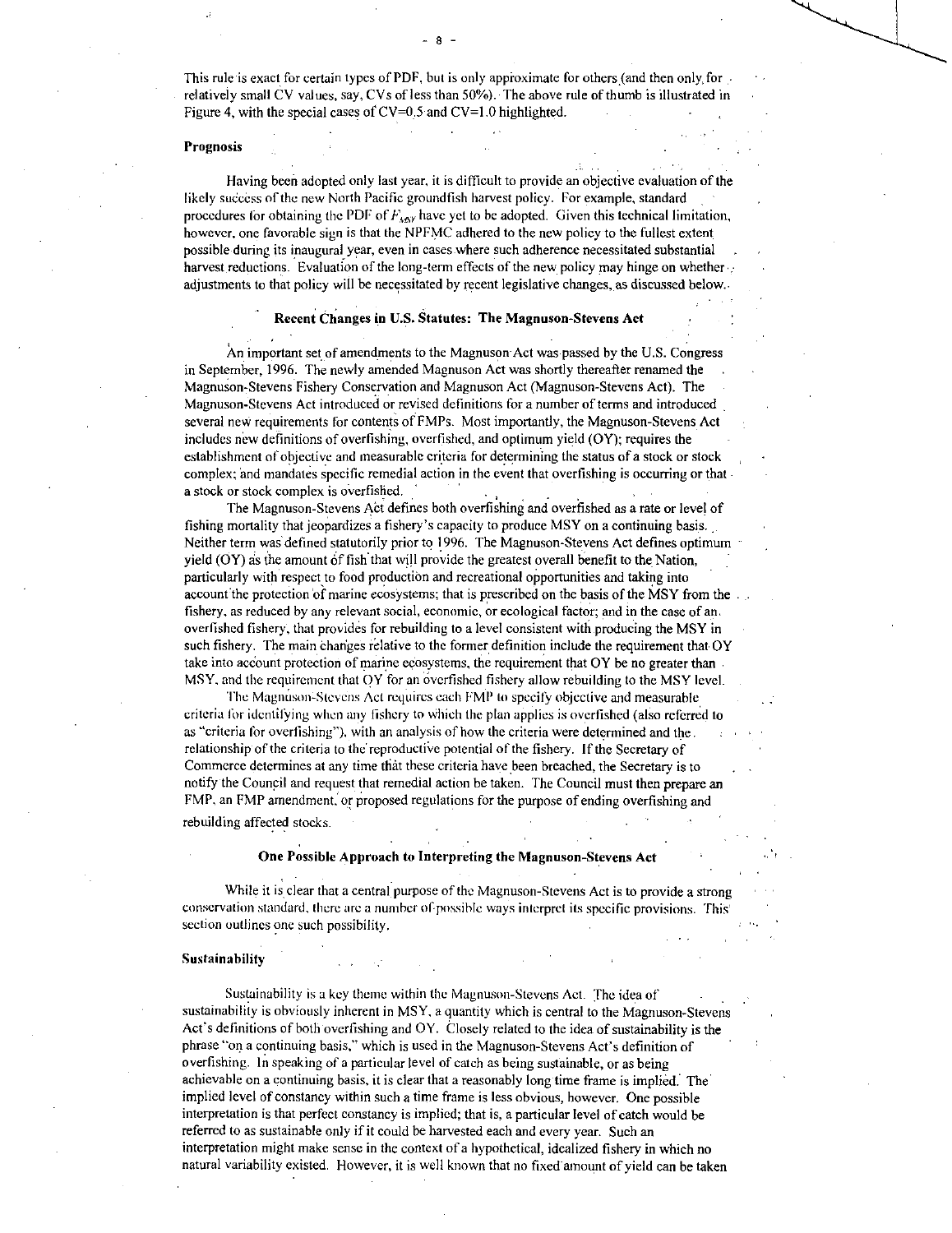This rule is exact for certain types of PDF, but is only approximate for others (and then only for relatively small CV values, say, CVs of less than 50%). The above rule of thumb is illustrated in Figure 4, with the special cases of CV=0.5 and CV=1.0 highlighted.

### Prognosis

Having been adopted only last year, it is difficult to provide an objective evaluation of the likely success of the new North Pacific groundfish harvest policy. For example, standard procedures for obtaining the PDF of $F_{MSY}$ have yet to be adopted. Given this technical limitation, however, one favorable sign is that the NPFMC adhered to the new policy to the fullest extent possible during its inaugural year, even in cases where such adherence necessitated substantial harvest reductions. Evaluation of the long-term effects of the new policy may hinge on whether adjustments to that policy will be necessitated by recent legislative changes, as discussed below.

## Recent Changes in U.S. Statutes: The Magnuson-Stevens Act

An important set of amendments to the Magnuson Act was passed by the U.S. Congress in September, 1996. The newly amended Magnuson Act was shortly thereafter renamed the Magnuson-Stevens Fishery Conservation and Magnuson Act (Magnuson-Stevens Act). The Magnuson-Stevens Act introduced or revised definitions for a number of terms and introduced several new requirements for contents of FMPs. Most importantly, the Magnuson-Stevens Act includes new definitions of overfishing, overfished, and optimum yield (OY); requires the establishment of objective and measurable criteria for determining the status of a stock or stock complex; and mandates specific remedial action in the event that overfishing is occurring or that a stock or stock complex is overfished.

The Magnuson-Stevens Act defines both overfishing and overfished as a rate or level of fishing mortality that jeopardizes a fishery's capacity to produce MSY on a continuing basis. Neither term was defined statutorily prior to 1996. The Magnuson-Stevens Act defines optimum yield (OY) as the amount of fish that will provide the greatest overall benefit to the Nation, particularly with respect to food production and recreational opportunities and taking into account the protection of marine ecosystems; that is prescribed on the basis of the MSY from the fishery, as reduced by any relevant social, economic, or ecological factor; and in the case of an overfished fishery, that provides for rebuilding to a level consistent with producing the MSY in such fishery. The main changes relative to the former definition include the requirement that OY take into account protection of marine ecosystems, the requirement that OY be no greater than MSY, and the requirement that OY for an overfished fishery allow rebuilding to the MSY level.

The Magnuson-Stevens Act requires each FMP to specify objective and measurable criteria for identifying when any fishery to which the plan applies is overfished (also referred to as "criteria for overfishing"), with an analysis of how the criteria were determined and the relationship of the criteria to the reproductive potential of the fishery. If the Secretary of Commerce determines at any time that these criteria have been breached, the Secretary is to notify the Council and request that remedial action be taken. The Council must then prepare an FMP, an FMP amendment, or proposed regulations for the purpose of ending overfishing and rebuilding affected stocks.

## One Possible Approach to Interpreting the Magnuson-Stevens Act

While it is clear that a central purpose of the Magnuson-Stevens Act is to provide a strong conservation standard, there are a number of possible ways interpret its specific provisions. This section outlines one such possibility.

### Sustainability

Sustainability is a key theme within the Magnuson-Stevens Act. The idea of sustainability is obviously inherent in MSY, a quantity which is central to the Magnuson-Stevens Act's definitions of both overfishing and OY. Closely related to the idea of sustainability is the phrase "on a continuing basis," which is used in the Magnuson-Stevens Act's definition of overfishing. In speaking of a particular level of catch as being sustainable, or as being achievable on a continuing basis, it is clear that a reasonably long time frame is implied. The implied level of constancy within such a time frame is less obvious, however. One possible interpretation is that perfect constancy is implied; that is, a particular level of catch would be referred to as sustainable only if it could be harvested each and every year. Such an interpretation might make sense in the context of a hypothetical, idealized fishery in which no natural variability existed. However, it is well known that no fixed amount of yield can be taken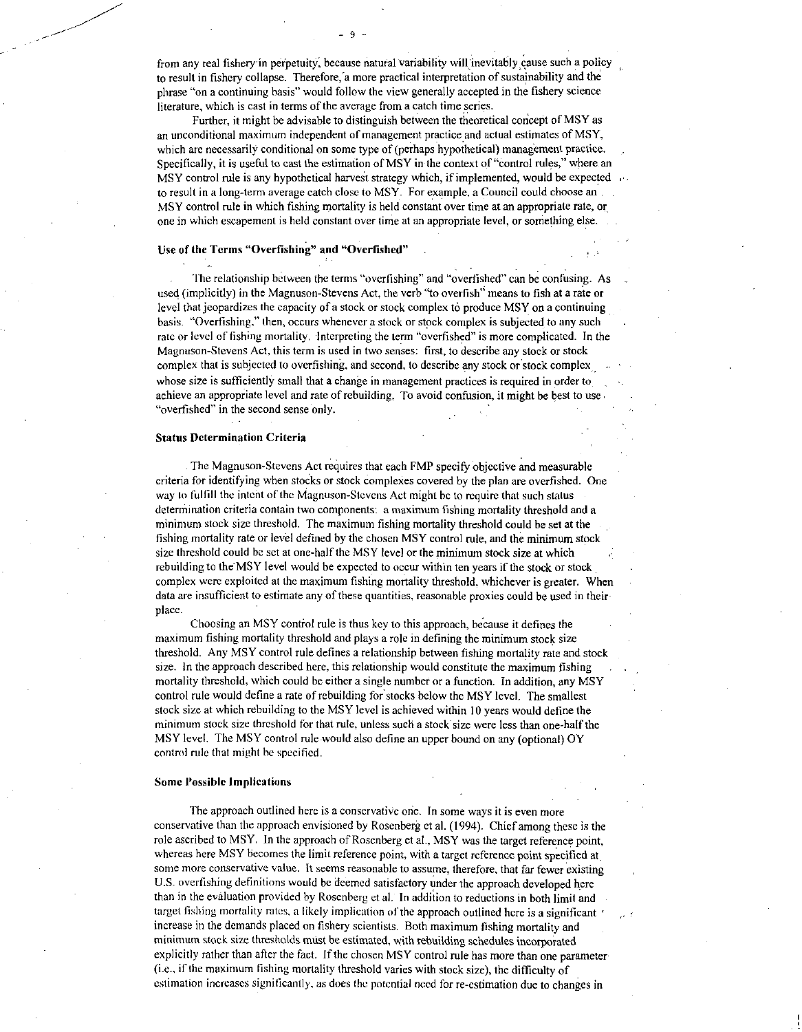from any real fishery in perpetuity, because natural variability will inevitably cause such a policy to result in fishery collapse. Therefore, a more practical interpretation of sustainability and the phrase "on a continuing basis" would follow the view generally accepted in the fishery science literature, which is cast in terms of the average from a catch time series.

Further, it might be advisable to distinguish between the theoretical concept of MSY as an unconditional maximum independent of management practice and actual estimates of MSY, which are necessarily conditional on some type of (perhaps hypothetical) management practice. Specifically, it is useful to cast the estimation of MSY in the context of "control rules," where an MSY control rule is any hypothetical harvest strategy which, if implemented, would be expected to result in a long-term average catch close to MSY. For example, a Council could choose an MSY control rule in which fishing mortality is held constant over time at an appropriate rate, or one in which escapement is held constant over time at an appropriate level, or something else.

### Use of the Terms "Overfishing" and "Overfished"

The relationship between the terms "overfishing" and "overfished" can be confusing. As used (implicitly) in the Magnuson-Stevens Act, the verb "to overfish" means to fish at a rate or level that jeopardizes the capacity of a stock or stock complex to produce MSY on a continuing basis. "Overfishing," then, occurs whenever a stock or stock complex is subjected to any such rate or level of fishing mortality. Interpreting the term "overfished" is more complicated. In the Magnuson-Stevens Act, this term is used in two senses: first, to describe any stock or stock complex that is subjected to overfishing, and second, to describe any stock or stock complex whose size is sufficiently small that a change in management practices is required in order to achieve an appropriate level and rate of rebuilding. To avoid confusion, it might be best to use "overfished" in the second sense only.

### Status Determination Criteria

The Magnuson-Stevens Act requires that each FMP specify objective and measurable criteria for identifying when stocks or stock complexes covered by the plan are overfished. One way to fulfill the intent of the Magnuson-Stevens Act might be to require that such status determination criteria contain two components: a maximum fishing mortality threshold and a minimum stock size threshold. The maximum fishing mortality threshold could be set at the fishing mortality rate or level defined by the chosen MSY control rule, and the minimum stock size threshold could be set at one-half the MSY level or the minimum stock size at which rebuilding to the MSY level would be expected to occur within ten years if the stock or stock complex were exploited at the maximum fishing mortality threshold, whichever is greater. When data are insufficient to estimate any of these quantities, reasonable proxies could be used in their place.

Choosing an MSY control rule is thus key to this approach, because it defines the maximum fishing mortality threshold and plays a role in defining the minimum stock size threshold. Any MSY control rule defines a relationship between fishing mortality rate and stock size. In the approach described here, this relationship would constitute the maximum fishing mortality threshold, which could be either a single number or a function. In addition, any MSY control rule would define a rate of rebuilding for stocks below the MSY level. The smallest stock size at which rebuilding to the MSY level is achieved within 10 years would define the minimum stock size threshold for that rule, unless such a stock size were less than one-half the MSY level. The MSY control rule would also define an upper bound on any (optional) OY control rule that might be specified.

### Some Possible Implications

The approach outlined here is a conservative one. In some ways it is even more conservative than the approach envisioned by Rosenberg et al. (1994). Chief among these is the role ascribed to MSY. In the approach of Rosenberg et al., MSY was the target reference point, whereas here MSY becomes the limit reference point, with a target reference point specified at some more conservative value. It seems reasonable to assume, therefore, that far fewer existing U.S. overfishing definitions would be deemed satisfactory under the approach developed here than in the evaluation provided by Rosenberg et al. In addition to reductions in both limit and target fishing mortality rates, a likely implication of the approach outlined here is a significant increase in the demands placed on fishery scientists. Both maximum fishing mortality and minimum stock size thresholds must be estimated, with rebuilding schedules incorporated explicitly rather than after the fact. If the chosen MSY control rule has more than one parameter (i.e., if the maximum fishing mortality threshold varies with stock size), the difficulty of estimation increases significantly, as does the potential need for re-estimation due to changes in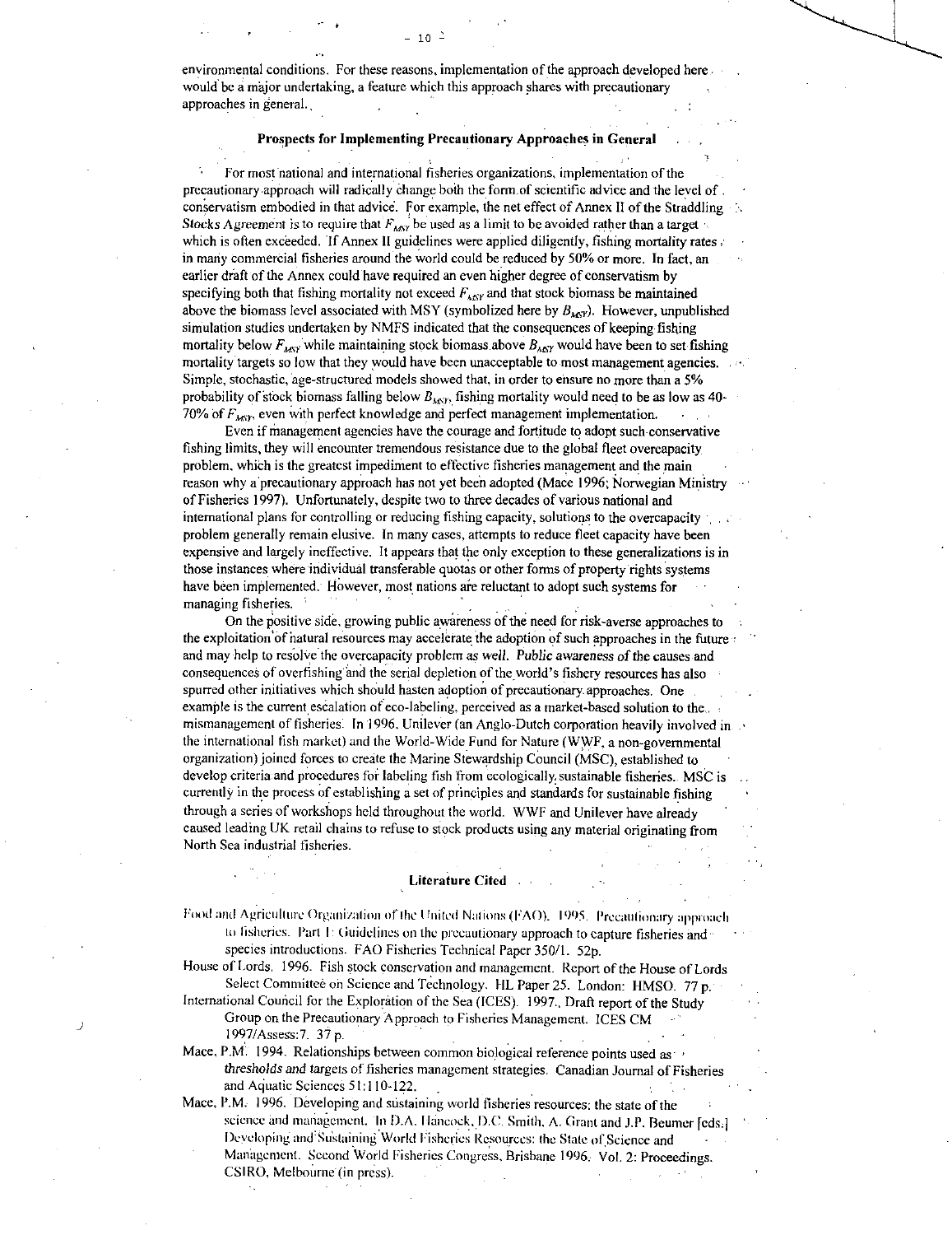environmental conditions. For these reasons, implementation of the approach developed here would be a major undertaking, a feature which this approach shares with precautionary approaches in general.

## Prospects for Implementing Precautionary Approaches in General

For most national and international fisheries organizations, implementation of the precautionary approach will radically change both the form of scientific advice and the level of conservatism embodied in that advice. For example, the net effect of Annex II of the Straddling Stocks Agreement is to require that $F_{MSY}$ be used as a limit to be avoided rather than a target which is often exceeded. If Annex II guidelines were applied diligently, fishing mortality rates in many commercial fisheries around the world could be reduced by 50% or more. In fact, an earlier draft of the Annex could have required an even higher degree of conservatism by specifying both that fishing mortality not exceed $F_{MSY}$ and that stock biomass be maintained above the biomass level associated with MSY (symbolized here by $B_{MSY}$). However, unpublished simulation studies undertaken by NMFS indicated that the consequences of keeping fishing mortality below $F_{MSY}$ while maintaining stock biomass above $B_{MSY}$ would have been to set fishing mortality targets so low that they would have been unacceptable to most management agencies. Simple, stochastic, age-structured models showed that, in order to ensure no more than a 5% probability of stock biomass falling below $B_{MSY}$, fishing mortality would need to be as low as 40-70% of $F_{MSY}$, even with perfect knowledge and perfect management implementation.

Even if management agencies have the courage and fortitude to adopt such conservative fishing limits, they will encounter tremendous resistance due to the global fleet overcapacity problem, which is the greatest impediment to effective fisheries management and the main reason why a precautionary approach has not yet been adopted (Mace 1996; Norwegian Ministry of Fisheries 1997). Unfortunately, despite two to three decades of various national and international plans for controlling or reducing fishing capacity, solutions to the overcapacity problem generally remain elusive. In many cases, attempts to reduce fleet capacity have been expensive and largely ineffective. It appears that the only exception to these generalizations is in those instances where individual transferable quotas or other forms of property rights systems have been implemented. However, most nations are reluctant to adopt such systems for managing fisheries.

On the positive side, growing public awareness of the need for risk-averse approaches to the exploitation of natural resources may accelerate the adoption of such approaches in the future and may help to resolve the overcapacity problem as well. Public awareness of the causes and consequences of overfishing and the serial depletion of the world's fishery resources has also spurred other initiatives which should hasten adoption of precautionary approaches. One example is the current escalation of eco-labeling, perceived as a market-based solution to the mismanagement of fisheries. In 1996, Unilever (an Anglo-Dutch corporation heavily involved in the international fish market) and the World-Wide Fund for Nature (WWF, a non-governmental organization) joined forces to create the Marine Stewardship Council (MSC), established to develop criteria and procedures for labeling fish from ecologically sustainable fisheries. MSC is currently in the process of establishing a set of principles and standards for sustainable fishing through a series of workshops held throughout the world. WWF and Unilever have already caused leading UK retail chains to refuse to stock products using any material originating from North Sea industrial fisheries.

## Literature Cited

Food and Agriculture Organization of the United Nations (FAO). 1995. Precautionary approach to fisheries. Part I: Guidelines on the precautionary approach to capture fisheries and species introductions. FAO Fisheries Technical Paper 350/1. 52p.

House of Lords. 1996. Fish stock conservation and management. Report of the House of Lords Select Committee on Science and Technology. HL Paper 25. London: HMSO. 77 p.

International Council for the Exploration of the Sea (ICES). 1997. Draft report of the Study Group on the Precautionary Approach to Fisheries Management. ICES CM 1997/Assess:7. 37 p.

Mace, P.M. 1994. Relationships between common biological reference points used as thresholds and targets of fisheries management strategies. Canadian Journal of Fisheries and Aquatic Sciences 51:110-122.

Mace, P.M. 1996. Developing and sustaining world fisheries resources: the state of the science and management. In D.A. Hancock, D.C. Smith, A. Grant and J.P. Beumer [eds.] Developing and Sustaining World Fisheries Resources: the State of Science and Management. Second World Fisheries Congress, Brisbane 1996. Vol. 2: Proceedings. CSIRO, Melbourne (in press).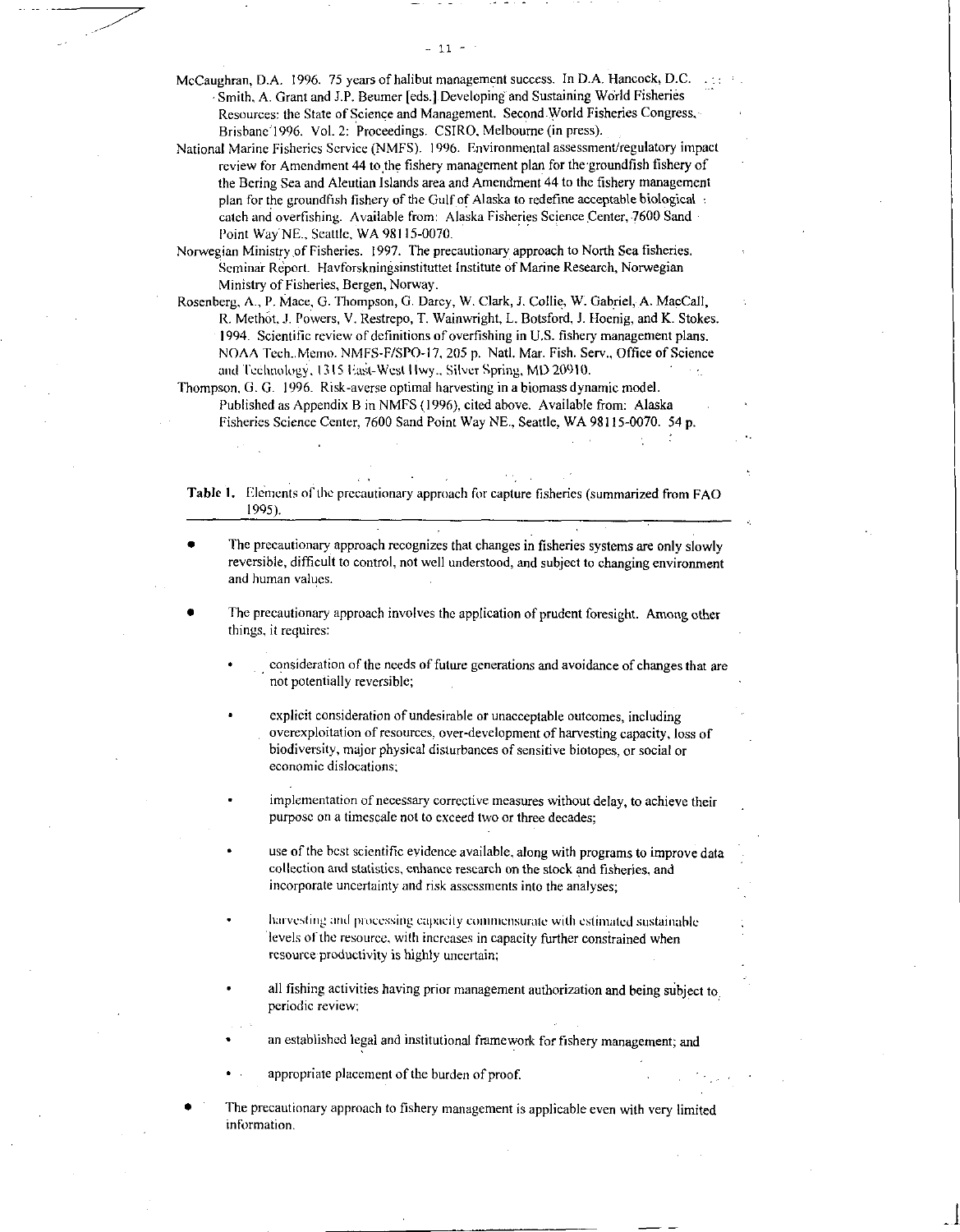McCaughran, D.A. 1996. 75 years of halibut management success. In D.A. Hancock, D.C. Smith, A. Grant and J.P. Beumer [eds.] Developing and Sustaining World Fisheries Resources: the State of Science and Management. Second World Fisheries Congress, Brisbane 1996. Vol. 2: Proceedings. CSIRO, Melbourne (in press).

National Marine Fisheries Service (NMFS). 1996. Environmental assessment/regulatory impact review for Amendment 44 to the fishery management plan for the groundfish fishery of the Bering Sea and Aleutian Islands area and Amendment 44 to the fishery management plan for the groundfish fishery of the Gulf of Alaska to redefine acceptable biological catch and overfishing. Available from: Alaska Fisheries Science Center, 7600 Sand Point Way NE., Seattle, WA 98115-0070.

Norwegian Ministry of Fisheries. 1997. The precautionary approach to North Sea fisheries. Seminar Report. Havforskningsinstituttet Institute of Marine Research, Norwegian Ministry of Fisheries, Bergen, Norway.

Rosenberg, A., P. Mace, G. Thompson, G. Darcy, W. Clark, J. Collie, W. Gabriel, A. MacCall, R. Methot, J. Powers, V. Restrepo, T. Wainwright, L. Botsford, J. Hoenig, and K. Stokes. 1994. Scientific review of definitions of overfishing in U.S. fishery management plans. NOAA Tech. Memo. NMFS-F/SPO-17, 205 p. Natl. Mar. Fish. Serv., Office of Science and Technology, 1315 East-West Hwy., Silver Spring, MD 20910.

Thompson, G. G. 1996. Risk-averse optimal harvesting in a biomass dynamic model. Published as Appendix B in NMFS (1996), cited above. Available from: Alaska Fisheries Science Center, 7600 Sand Point Way NE., Seattle, WA 98115-0070. 54 p.

**Table 1.** Elements of the precautionary approach for capture fisheries (summarized from FAO 1995).

- The precautionary approach recognizes that changes in fisheries systems are only slowly reversible, difficult to control, not well understood, and subject to changing environment and human values.
- The precautionary approach involves the application of prudent foresight. Among other things, it requires:
  - consideration of the needs of future generations and avoidance of changes that are not potentially reversible;
  - explicit consideration of undesirable or unacceptable outcomes, including overexploitation of resources, over-development of harvesting capacity, loss of biodiversity, major physical disturbances of sensitive biotopes, or social or economic dislocations;
  - implementation of necessary corrective measures without delay, to achieve their purpose on a timescale not to exceed two or three decades;
  - use of the best scientific evidence available, along with programs to improve data collection and statistics, enhance research on the stock and fisheries, and incorporate uncertainty and risk assessments into the analyses;
  - harvesting and processing capacity commensurate with estimated sustainable levels of the resource, with increases in capacity further constrained when resource productivity is highly uncertain;
  - all fishing activities having prior management authorization and being subject to periodic review;
  - an established legal and institutional framework for fishery management; and
  - appropriate placement of the burden of proof.
- The precautionary approach to fishery management is applicable even with very limited information.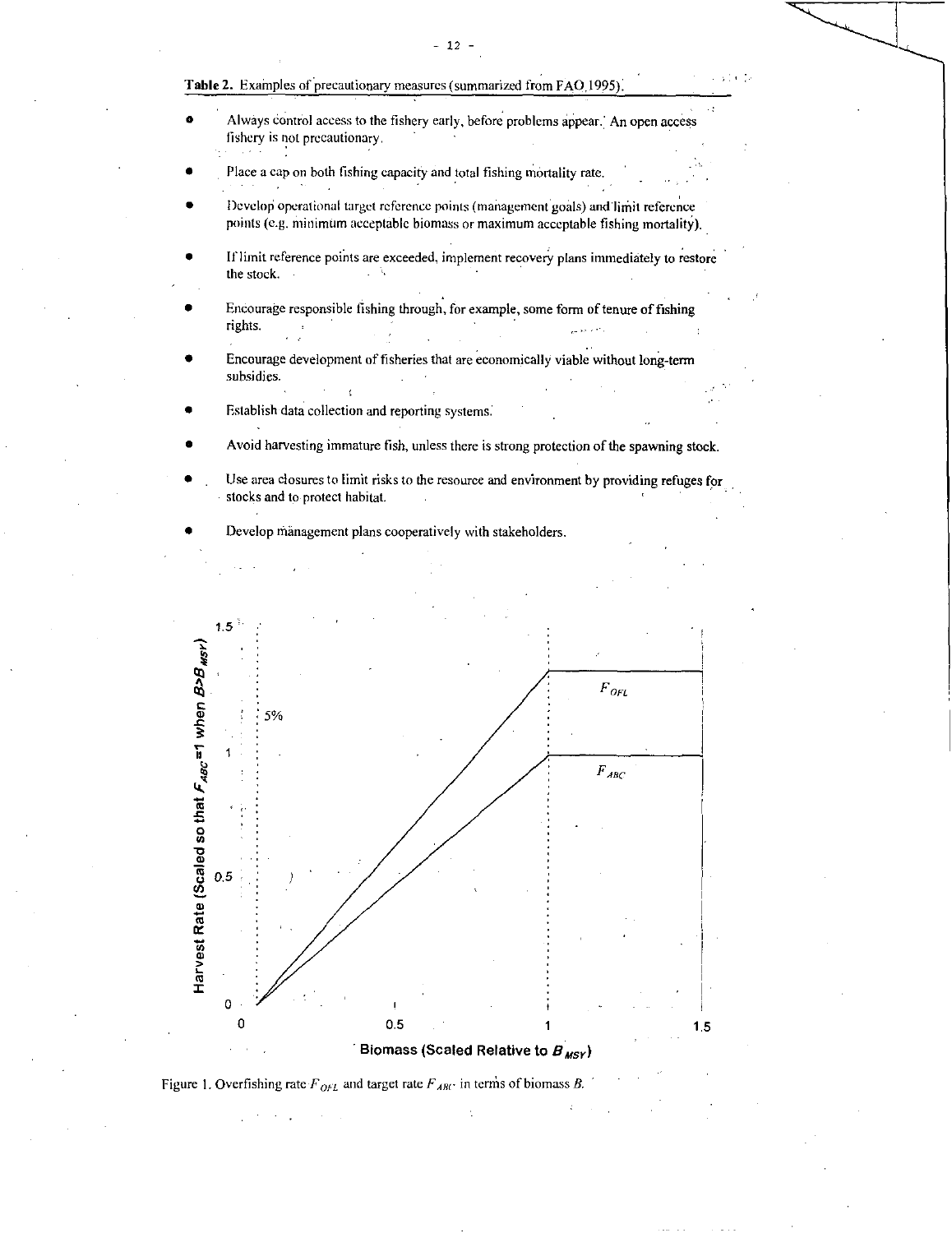**Table 2.** Examples of precautionary measures (summarized from FAO 1995).

- Always control access to the fishery early, before problems appear. An open access fishery is not precautionary.
- Place a cap on both fishing capacity and total fishing mortality rate.
- Develop operational target reference points (management goals) and limit reference points (e.g. minimum acceptable biomass or maximum acceptable fishing mortality).
- If limit reference points are exceeded, implement recovery plans immediately to restore the stock.
- Encourage responsible fishing through, for example, some form of tenure of fishing rights.
- Encourage development of fisheries that are economically viable without long-term subsidies.
- Establish data collection and reporting systems.
- Avoid harvesting immature fish, unless there is strong protection of the spawning stock.
- Use area closures to limit risks to the resource and environment by providing refuges for stocks and to protect habitat.
- Develop management plans cooperatively with stakeholders.

Figure 1. Overfishing rate $F_{OFL}$ and target rate $F_{ABC}$ in terms of biomass $B$.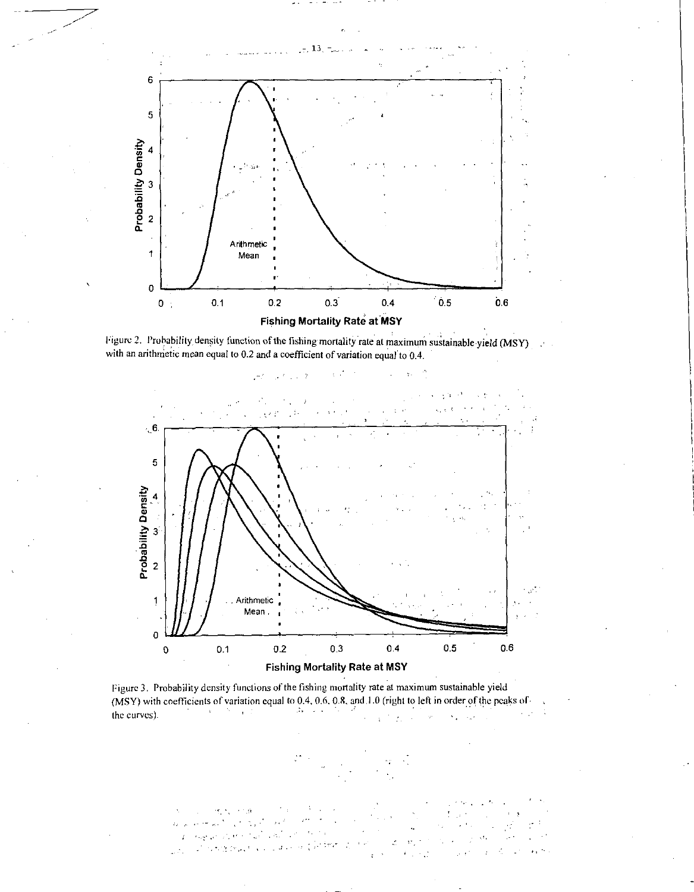Figure 2. Probability density function of the fishing mortality rate at maximum sustainable yield (MSY) with an arithmetic mean equal to 0.2 and a coefficient of variation equal to 0.4.

Figure 3. Probability density functions of the fishing mortality rate at maximum sustainable yield (MSY) with coefficients of variation equal to 0.4, 0.6, 0.8, and 1.0 (right to left in order of the peaks of the curves).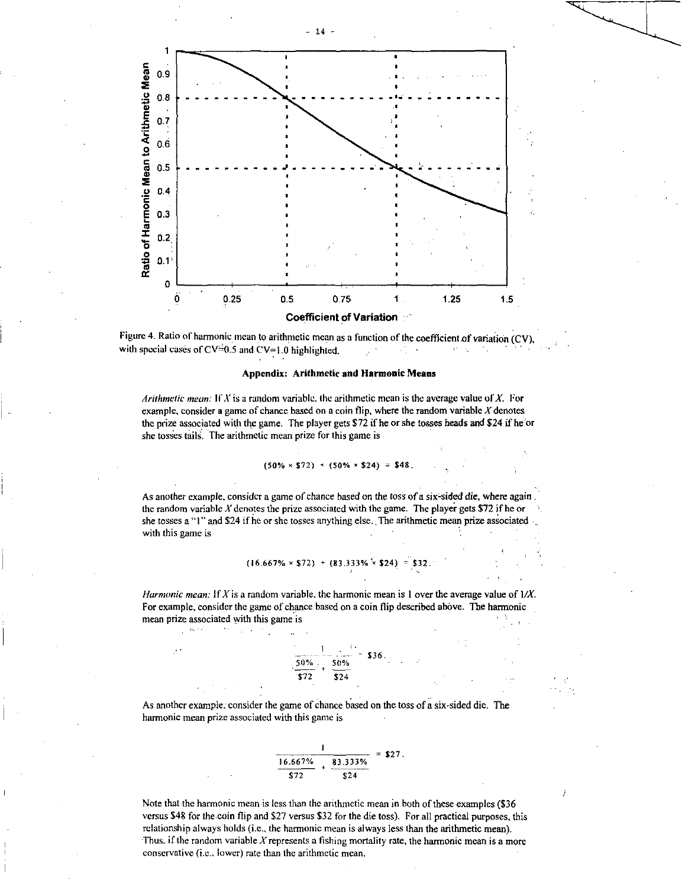1
0.9
0.8
0.7
0.6
0.5
0.4
0.3
0.2
0.1
0

Ratio of Harmonic Mean to Arithmetic Mean

0 0.25 0.5 0.75 1 1.25 1.5

Coefficient of Variation

Figure 4. Ratio of harmonic mean to arithmetic mean as a function of the coefficient of variation (CV), with special cases of CV=0.5 and CV=1.0 highlighted.

## Appendix: Arithmetic and Harmonic Means

*Arithmetic mean:* If $X$ is a random variable, the arithmetic mean is the average value of $X$. For example, consider a game of chance based on a coin flip, where the random variable $X$ denotes the prize associated with the game. The player gets \$72 if he or she tosses heads and \$24 if he or she tosses tails. The arithmetic mean prize for this game is

$$(50\% \times \$72) + (50\% \times \$24) = \$48.$$

As another example, consider a game of chance based on the toss of a six-sided die, where again the random variable $X$ denotes the prize associated with the game. The player gets \$72 if he or she tosses a "1" and \$24 if he or she tosses anything else. The arithmetic mean prize associated with this game is

$$(16.667\% \times \$72) + (83.333\% \times \$24) = \$32.$$

*Harmonic mean:* If $X$ is a random variable, the harmonic mean is 1 over the average value of $1/X$. For example, consider the game of chance based on a coin flip described above. The harmonic mean prize associated with this game is

$$\frac{1}{\frac{50\%}{\$72} + \frac{50\%}{\$24}} = \$36.$$

As another example, consider the game of chance based on the toss of a six-sided die. The harmonic mean prize associated with this game is

$$\frac{1}{\frac{16.667\%}{\$72} + \frac{83.333\%}{\$24}} = \$27.$$

Note that the harmonic mean is less than the arithmetic mean in both of these examples (\$36 versus \$48 for the coin flip and \$27 versus \$32 for the die toss). For all practical purposes, this relationship always holds (i.e., the harmonic mean is always less than the arithmetic mean). Thus, if the random variable $X$ represents a fishing mortality rate, the harmonic mean is a more conservative (i.e., lower) rate than the arithmetic mean.